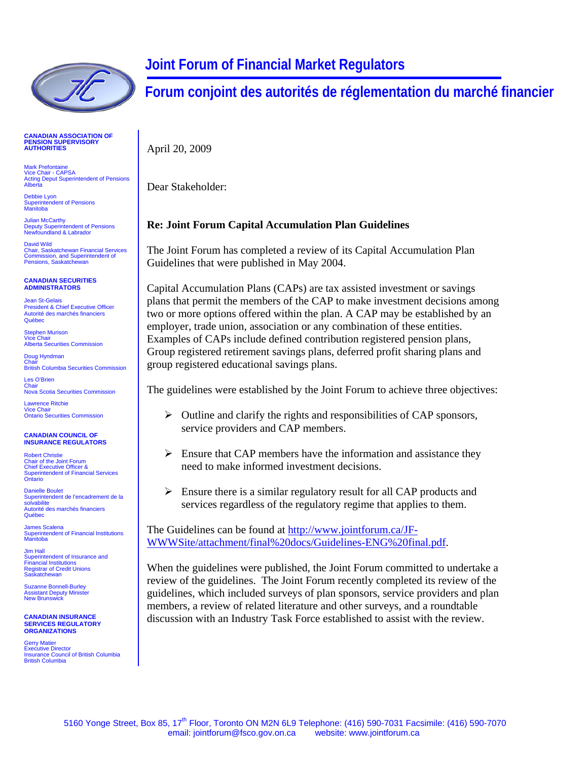# Joint Forum of Financial Market Regulators

# Forum conjoint des autorités de réglementation du marché financier

**CANADIAN ASSOCIATION OF PENSION SUPERVISORY AUTHORITIES**

Mark Prefontaine
Vice Chair - CAPSA
Acting Deput Superintendent of Pensions
Alberta

Debbie Lyon
Superintendent of Pensions
Manitoba

Julian McCarthy
Deputy Superintendent of Pensions
Newfoundland & Labrador

David Wild
Chair, Saskatchewan Financial Services Commission, and Superintendent of Pensions, Saskatchewan

**CANADIAN SECURITIES ADMINISTRATORS**

Jean St-Gelais
President & Chief Executive Officer
Autorité des marchés financiers
Québec

Stephen Murison
Vice Chair
Alberta Securities Commission

Doug Hyndman
Chair
British Columbia Securities Commission

Les O'Brien
Chair
Nova Scotia Securities Commission

Lawrence Ritchie
Vice Chair
Ontario Securities Commission

**CANADIAN COUNCIL OF INSURANCE REGULATORS**

Robert Christie
Chair of the Joint Forum
Chief Executive Officer &
Superintendent of Financial Services
Ontario

Danielle Boulet
Superintendent de l'encadrement de la solvabilite
Autorité des marchés financiers
Québec

James Scalena
Superintendent of Financial Institutions
Manitoba

Jim Hall
Superintendent of Insurance and Financial Institutions
Registrar of Credit Unions
Saskatchewan

Suzanne Bonnell-Burley
Assistant Deputy Minister
New Brunswick

**CANADIAN INSURANCE SERVICES REGULATORY ORGANIZATIONS**

Gerry Matier
Executive Director
Insurance Council of British Columbia
British Columbia

---

April 20, 2009

Dear Stakeholder:

**Re: Joint Forum Capital Accumulation Plan Guidelines**

The Joint Forum has completed a review of its Capital Accumulation Plan Guidelines that were published in May 2004.

Capital Accumulation Plans (CAPs) are tax assisted investment or savings plans that permit the members of the CAP to make investment decisions among two or more options offered within the plan. A CAP may be established by an employer, trade union, association or any combination of these entities. Examples of CAPs include defined contribution registered pension plans, Group registered retirement savings plans, deferred profit sharing plans and group registered educational savings plans.

The guidelines were established by the Joint Forum to achieve three objectives:

- Outline and clarify the rights and responsibilities of CAP sponsors, service providers and CAP members.
- Ensure that CAP members have the information and assistance they need to make informed investment decisions.
- Ensure there is a similar regulatory result for all CAP products and services regardless of the regulatory regime that applies to them.

The Guidelines can be found at http://www.jointforum.ca/JF-WWWSite/attachment/final%20docs/Guidelines-ENG%20final.pdf.

When the guidelines were published, the Joint Forum committed to undertake a review of the guidelines. The Joint Forum recently completed its review of the guidelines, which included surveys of plan sponsors, service providers and plan members, a review of related literature and other surveys, and a roundtable discussion with an Industry Task Force established to assist with the review.

5160 Yonge Street, Box 85, 17th Floor, Toronto ON M2N 6L9 Telephone: (416) 590-7031 Facsimile: (416) 590-7070
email: jointforum@fsco.gov.on.ca website: www.jointforum.ca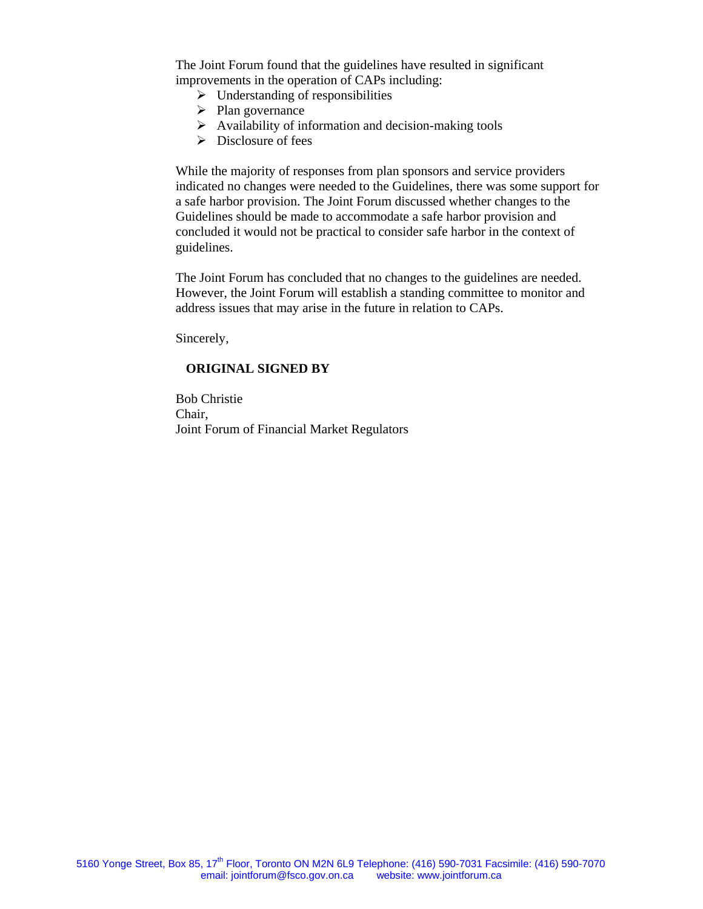The Joint Forum found that the guidelines have resulted in significant improvements in the operation of CAPs including:

- Understanding of responsibilities
- Plan governance
- Availability of information and decision-making tools
- Disclosure of fees

While the majority of responses from plan sponsors and service providers indicated no changes were needed to the Guidelines, there was some support for a safe harbor provision. The Joint Forum discussed whether changes to the Guidelines should be made to accommodate a safe harbor provision and concluded it would not be practical to consider safe harbor in the context of guidelines.

The Joint Forum has concluded that no changes to the guidelines are needed. However, the Joint Forum will establish a standing committee to monitor and address issues that may arise in the future in relation to CAPs.

Sincerely,

**ORIGINAL SIGNED BY**

Bob Christie
Chair,
Joint Forum of Financial Market Regulators

5160 Yonge Street, Box 85, 17th Floor, Toronto ON M2N 6L9 Telephone: (416) 590-7031 Facsimile: (416) 590-7070
email: jointforum@fsco.gov.on.ca website: www.jointforum.ca